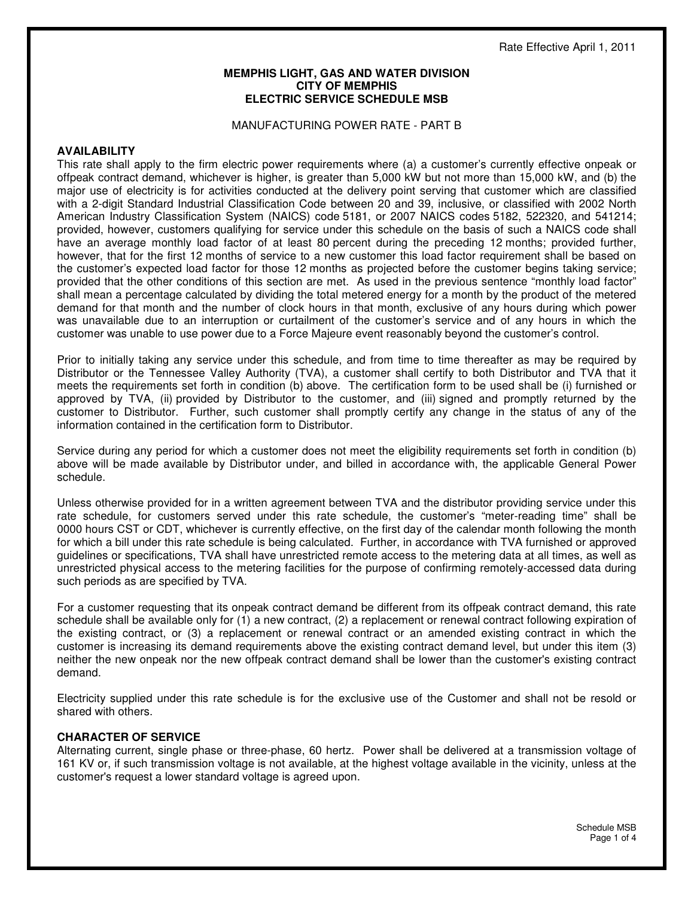Rate Effective April 1, 2011

**MEMPHIS LIGHT, GAS AND WATER DIVISION**
**CITY OF MEMPHIS**
**ELECTRIC SERVICE SCHEDULE MSB**

MANUFACTURING POWER RATE - PART B

## AVAILABILITY

This rate shall apply to the firm electric power requirements where (a) a customer's currently effective onpeak or offpeak contract demand, whichever is higher, is greater than 5,000 kW but not more than 15,000 kW, and (b) the major use of electricity is for activities conducted at the delivery point serving that customer which are classified with a 2-digit Standard Industrial Classification Code between 20 and 39, inclusive, or classified with 2002 North American Industry Classification System (NAICS) code 5181, or 2007 NAICS codes 5182, 522320, and 541214; provided, however, customers qualifying for service under this schedule on the basis of such a NAICS code shall have an average monthly load factor of at least 80 percent during the preceding 12 months; provided further, however, that for the first 12 months of service to a new customer this load factor requirement shall be based on the customer's expected load factor for those 12 months as projected before the customer begins taking service; provided that the other conditions of this section are met. As used in the previous sentence "monthly load factor" shall mean a percentage calculated by dividing the total metered energy for a month by the product of the metered demand for that month and the number of clock hours in that month, exclusive of any hours during which power was unavailable due to an interruption or curtailment of the customer's service and of any hours in which the customer was unable to use power due to a Force Majeure event reasonably beyond the customer's control.

Prior to initially taking any service under this schedule, and from time to time thereafter as may be required by Distributor or the Tennessee Valley Authority (TVA), a customer shall certify to both Distributor and TVA that it meets the requirements set forth in condition (b) above. The certification form to be used shall be (i) furnished or approved by TVA, (ii) provided by Distributor to the customer, and (iii) signed and promptly returned by the customer to Distributor. Further, such customer shall promptly certify any change in the status of any of the information contained in the certification form to Distributor.

Service during any period for which a customer does not meet the eligibility requirements set forth in condition (b) above will be made available by Distributor under, and billed in accordance with, the applicable General Power schedule.

Unless otherwise provided for in a written agreement between TVA and the distributor providing service under this rate schedule, for customers served under this rate schedule, the customer's "meter-reading time" shall be 0000 hours CST or CDT, whichever is currently effective, on the first day of the calendar month following the month for which a bill under this rate schedule is being calculated. Further, in accordance with TVA furnished or approved guidelines or specifications, TVA shall have unrestricted remote access to the metering data at all times, as well as unrestricted physical access to the metering facilities for the purpose of confirming remotely-accessed data during such periods as are specified by TVA.

For a customer requesting that its onpeak contract demand be different from its offpeak contract demand, this rate schedule shall be available only for (1) a new contract, (2) a replacement or renewal contract following expiration of the existing contract, or (3) a replacement or renewal contract or an amended existing contract in which the customer is increasing its demand requirements above the existing contract demand level, but under this item (3) neither the new onpeak nor the new offpeak contract demand shall be lower than the customer's existing contract demand.

Electricity supplied under this rate schedule is for the exclusive use of the Customer and shall not be resold or shared with others.

## CHARACTER OF SERVICE

Alternating current, single phase or three-phase, 60 hertz. Power shall be delivered at a transmission voltage of 161 KV or, if such transmission voltage is not available, at the highest voltage available in the vicinity, unless at the customer's request a lower standard voltage is agreed upon.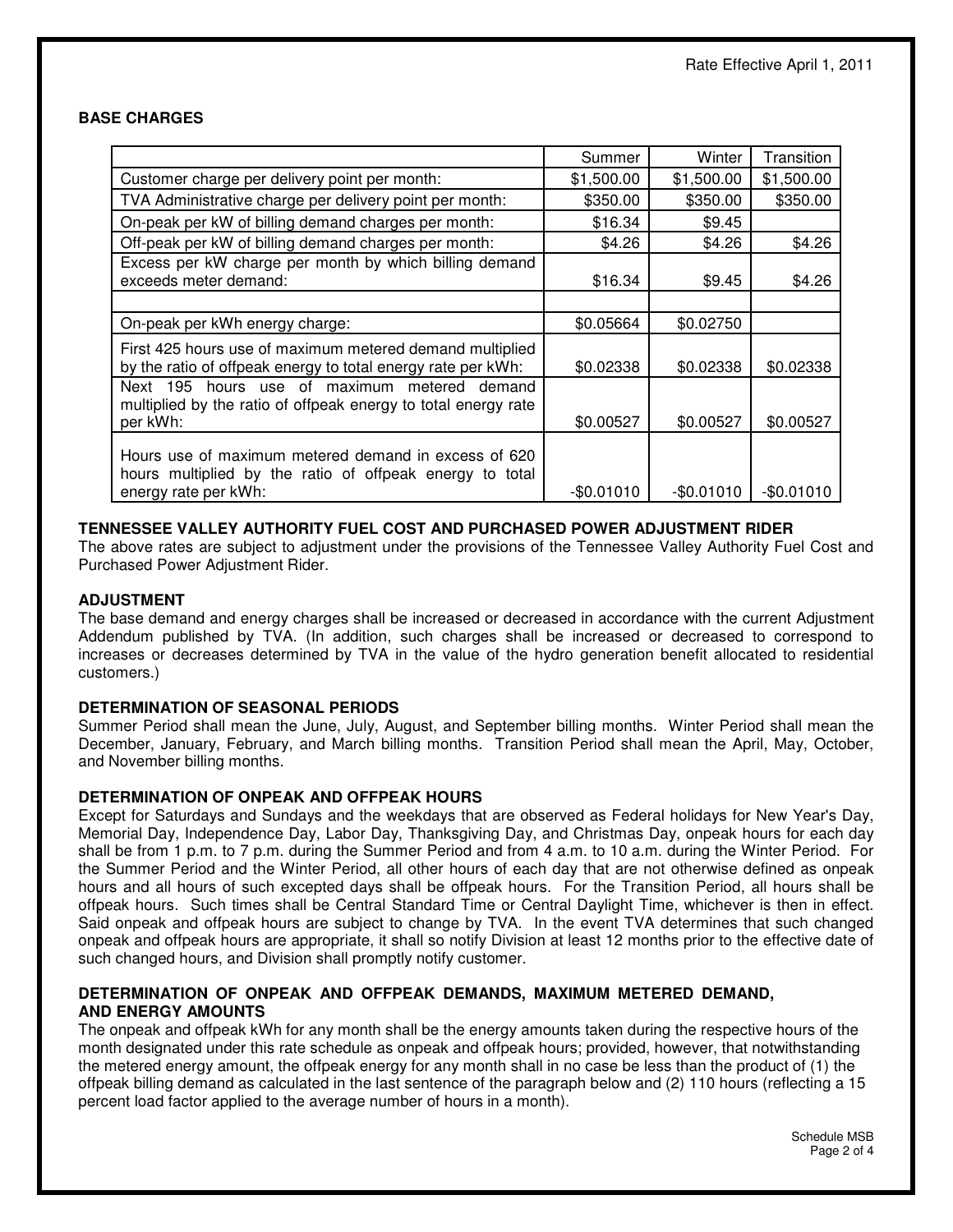Rate Effective April 1, 2011

**BASE CHARGES**

| | Summer | Winter | Transition |
|---|---|---|---|
| Customer charge per delivery point per month: | $1,500.00 | $1,500.00 | $1,500.00 |
| TVA Administrative charge per delivery point per month: | $350.00 | $350.00 | $350.00 |
| On-peak per kW of billing demand charges per month: | $16.34 | $9.45 | |
| Off-peak per kW of billing demand charges per month: | $4.26 | $4.26 | $4.26 |
| Excess per kW charge per month by which billing demand exceeds meter demand: | $16.34 | $9.45 | $4.26 |
| | | | |
| On-peak per kWh energy charge: | $0.05664 | $0.02750 | |
| First 425 hours use of maximum metered demand multiplied by the ratio of offpeak energy to total energy rate per kWh: | $0.02338 | $0.02338 | $0.02338 |
| Next 195 hours use of maximum metered demand multiplied by the ratio of offpeak energy to total energy rate per kWh: | $0.00527 | $0.00527 | $0.00527 |
| Hours use of maximum metered demand in excess of 620 hours multiplied by the ratio of offpeak energy to total energy rate per kWh: | -$0.01010 | -$0.01010 | -$0.01010 |

**TENNESSEE VALLEY AUTHORITY FUEL COST AND PURCHASED POWER ADJUSTMENT RIDER**

The above rates are subject to adjustment under the provisions of the Tennessee Valley Authority Fuel Cost and Purchased Power Adjustment Rider.

**ADJUSTMENT**

The base demand and energy charges shall be increased or decreased in accordance with the current Adjustment Addendum published by TVA. (In addition, such charges shall be increased or decreased to correspond to increases or decreases determined by TVA in the value of the hydro generation benefit allocated to residential customers.)

**DETERMINATION OF SEASONAL PERIODS**

Summer Period shall mean the June, July, August, and September billing months. Winter Period shall mean the December, January, February, and March billing months. Transition Period shall mean the April, May, October, and November billing months.

**DETERMINATION OF ONPEAK AND OFFPEAK HOURS**

Except for Saturdays and Sundays and the weekdays that are observed as Federal holidays for New Year's Day, Memorial Day, Independence Day, Labor Day, Thanksgiving Day, and Christmas Day, onpeak hours for each day shall be from 1 p.m. to 7 p.m. during the Summer Period and from 4 a.m. to 10 a.m. during the Winter Period. For the Summer Period and the Winter Period, all other hours of each day that are not otherwise defined as onpeak hours and all hours of such excepted days shall be offpeak hours. For the Transition Period, all hours shall be offpeak hours. Such times shall be Central Standard Time or Central Daylight Time, whichever is then in effect. Said onpeak and offpeak hours are subject to change by TVA. In the event TVA determines that such changed onpeak and offpeak hours are appropriate, it shall so notify Division at least 12 months prior to the effective date of such changed hours, and Division shall promptly notify customer.

**DETERMINATION OF ONPEAK AND OFFPEAK DEMANDS, MAXIMUM METERED DEMAND, AND ENERGY AMOUNTS**

The onpeak and offpeak kWh for any month shall be the energy amounts taken during the respective hours of the month designated under this rate schedule as onpeak and offpeak hours; provided, however, that notwithstanding the metered energy amount, the offpeak energy for any month shall in no case be less than the product of (1) the offpeak billing demand as calculated in the last sentence of the paragraph below and (2) 110 hours (reflecting a 15 percent load factor applied to the average number of hours in a month).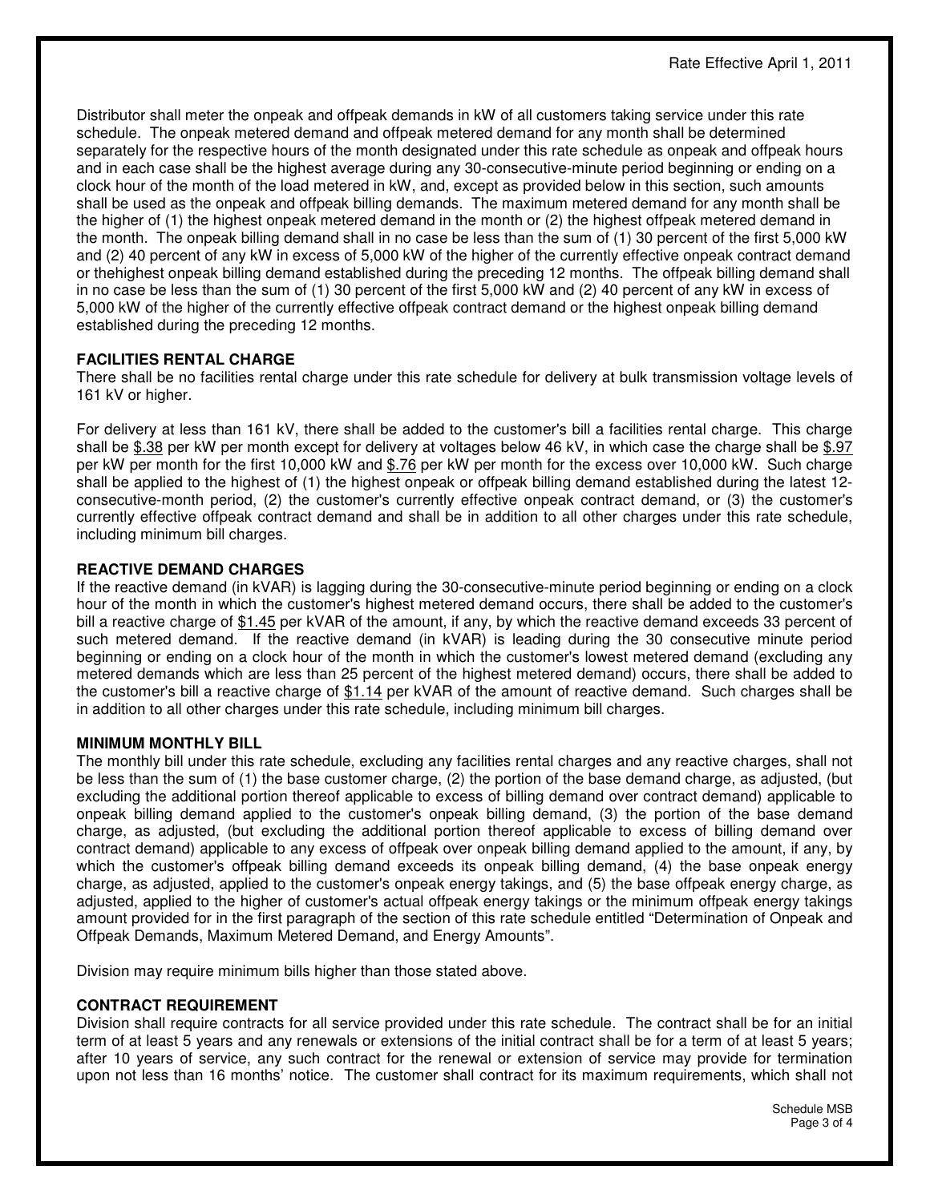Distributor shall meter the onpeak and offpeak demands in kW of all customers taking service under this rate schedule. The onpeak metered demand and offpeak metered demand for any month shall be determined separately for the respective hours of the month designated under this rate schedule as onpeak and offpeak hours and in each case shall be the highest average during any 30-consecutive-minute period beginning or ending on a clock hour of the month of the load metered in kW, and, except as provided below in this section, such amounts shall be used as the onpeak and offpeak billing demands. The maximum metered demand for any month shall be the higher of (1) the highest onpeak metered demand in the month or (2) the highest offpeak metered demand in the month. The onpeak billing demand shall in no case be less than the sum of (1) 30 percent of the first 5,000 kW and (2) 40 percent of any kW in excess of 5,000 kW of the higher of the currently effective onpeak contract demand or thehighest onpeak billing demand established during the preceding 12 months. The offpeak billing demand shall in no case be less than the sum of (1) 30 percent of the first 5,000 kW and (2) 40 percent of any kW in excess of 5,000 kW of the higher of the currently effective offpeak contract demand or the highest onpeak billing demand established during the preceding 12 months.

**FACILITIES RENTAL CHARGE**

There shall be no facilities rental charge under this rate schedule for delivery at bulk transmission voltage levels of 161 kV or higher.

For delivery at less than 161 kV, there shall be added to the customer's bill a facilities rental charge. This charge shall be $.38 per kW per month except for delivery at voltages below 46 kV, in which case the charge shall be $.97 per kW per month for the first 10,000 kW and $.76 per kW per month for the excess over 10,000 kW. Such charge shall be applied to the highest of (1) the highest onpeak or offpeak billing demand established during the latest 12-consecutive-month period, (2) the customer's currently effective onpeak contract demand, or (3) the customer's currently effective offpeak contract demand and shall be in addition to all other charges under this rate schedule, including minimum bill charges.

**REACTIVE DEMAND CHARGES**

If the reactive demand (in kVAR) is lagging during the 30-consecutive-minute period beginning or ending on a clock hour of the month in which the customer's highest metered demand occurs, there shall be added to the customer's bill a reactive charge of $1.45 per kVAR of the amount, if any, by which the reactive demand exceeds 33 percent of such metered demand. If the reactive demand (in kVAR) is leading during the 30 consecutive minute period beginning or ending on a clock hour of the month in which the customer's lowest metered demand (excluding any metered demands which are less than 25 percent of the highest metered demand) occurs, there shall be added to the customer's bill a reactive charge of $1.14 per kVAR of the amount of reactive demand. Such charges shall be in addition to all other charges under this rate schedule, including minimum bill charges.

**MINIMUM MONTHLY BILL**

The monthly bill under this rate schedule, excluding any facilities rental charges and any reactive charges, shall not be less than the sum of (1) the base customer charge, (2) the portion of the base demand charge, as adjusted, (but excluding the additional portion thereof applicable to excess of billing demand over contract demand) applicable to onpeak billing demand applied to the customer's onpeak billing demand, (3) the portion of the base demand charge, as adjusted, (but excluding the additional portion thereof applicable to excess of billing demand over contract demand) applicable to any excess of offpeak over onpeak billing demand applied to the amount, if any, by which the customer's offpeak billing demand exceeds its onpeak billing demand, (4) the base onpeak energy charge, as adjusted, applied to the customer's onpeak energy takings, and (5) the base offpeak energy charge, as adjusted, applied to the higher of customer's actual offpeak energy takings or the minimum offpeak energy takings amount provided for in the first paragraph of the section of this rate schedule entitled "Determination of Onpeak and Offpeak Demands, Maximum Metered Demand, and Energy Amounts".

Division may require minimum bills higher than those stated above.

**CONTRACT REQUIREMENT**

Division shall require contracts for all service provided under this rate schedule. The contract shall be for an initial term of at least 5 years and any renewals or extensions of the initial contract shall be for a term of at least 5 years; after 10 years of service, any such contract for the renewal or extension of service may provide for termination upon not less than 16 months' notice. The customer shall contract for its maximum requirements, which shall not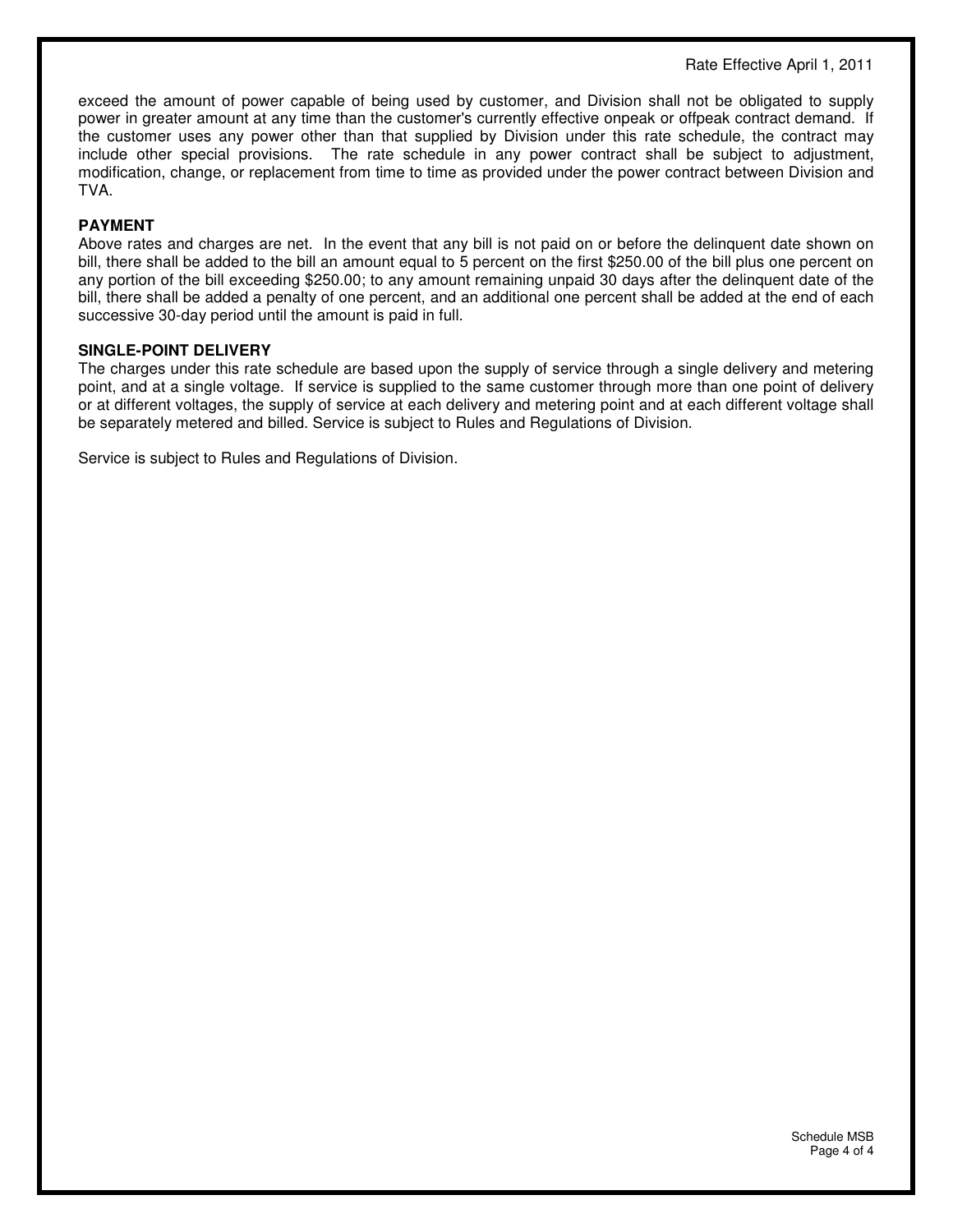exceed the amount of power capable of being used by customer, and Division shall not be obligated to supply power in greater amount at any time than the customer's currently effective onpeak or offpeak contract demand. If the customer uses any power other than that supplied by Division under this rate schedule, the contract may include other special provisions. The rate schedule in any power contract shall be subject to adjustment, modification, change, or replacement from time to time as provided under the power contract between Division and TVA.

**PAYMENT**

Above rates and charges are net. In the event that any bill is not paid on or before the delinquent date shown on bill, there shall be added to the bill an amount equal to 5 percent on the first $250.00 of the bill plus one percent on any portion of the bill exceeding $250.00; to any amount remaining unpaid 30 days after the delinquent date of the bill, there shall be added a penalty of one percent, and an additional one percent shall be added at the end of each successive 30-day period until the amount is paid in full.

**SINGLE-POINT DELIVERY**

The charges under this rate schedule are based upon the supply of service through a single delivery and metering point, and at a single voltage. If service is supplied to the same customer through more than one point of delivery or at different voltages, the supply of service at each delivery and metering point and at each different voltage shall be separately metered and billed. Service is subject to Rules and Regulations of Division.

Service is subject to Rules and Regulations of Division.